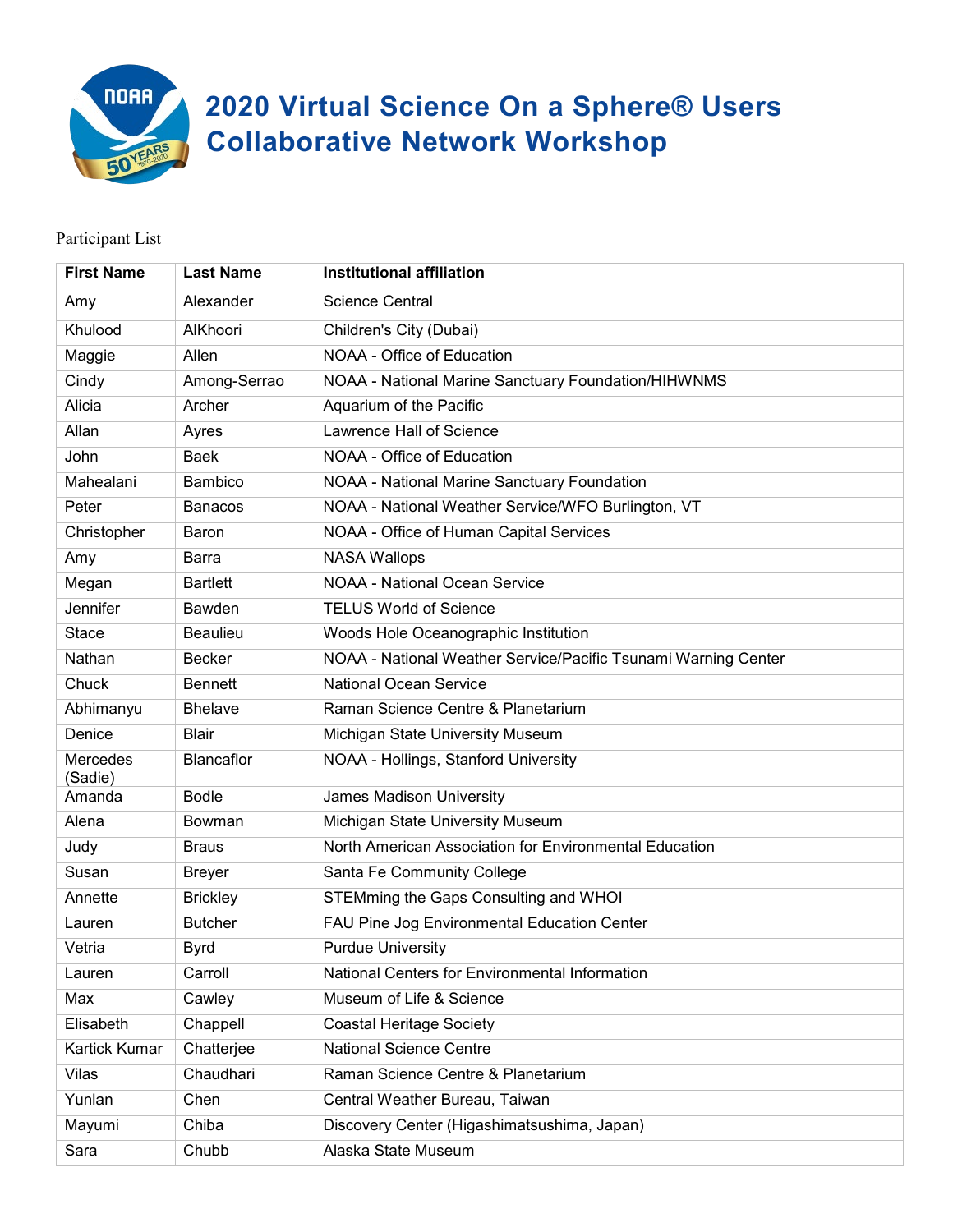# 2020 Virtual Science On a Sphere® Users Collaborative Network Workshop

Participant List

| First Name | Last Name | Institutional affiliation |
|---|---|---|
| Amy | Alexander | Science Central |
| Khulood | AlKhoori | Children's City (Dubai) |
| Maggie | Allen | NOAA - Office of Education |
| Cindy | Among-Serrao | NOAA - National Marine Sanctuary Foundation/HIHWNMS |
| Alicia | Archer | Aquarium of the Pacific |
| Allan | Ayres | Lawrence Hall of Science |
| John | Baek | NOAA - Office of Education |
| Mahealani | Bambico | NOAA - National Marine Sanctuary Foundation |
| Peter | Banacos | NOAA - National Weather Service/WFO Burlington, VT |
| Christopher | Baron | NOAA - Office of Human Capital Services |
| Amy | Barra | NASA Wallops |
| Megan | Bartlett | NOAA - National Ocean Service |
| Jennifer | Bawden | TELUS World of Science |
| Stace | Beaulieu | Woods Hole Oceanographic Institution |
| Nathan | Becker | NOAA - National Weather Service/Pacific Tsunami Warning Center |
| Chuck | Bennett | National Ocean Service |
| Abhimanyu | Bhelave | Raman Science Centre & Planetarium |
| Denice | Blair | Michigan State University Museum |
| Mercedes (Sadie) | Blancaflor | NOAA - Hollings, Stanford University |
| Amanda | Bodle | James Madison University |
| Alena | Bowman | Michigan State University Museum |
| Judy | Braus | North American Association for Environmental Education |
| Susan | Breyer | Santa Fe Community College |
| Annette | Brickley | STEMming the Gaps Consulting and WHOI |
| Lauren | Butcher | FAU Pine Jog Environmental Education Center |
| Vetria | Byrd | Purdue University |
| Lauren | Carroll | National Centers for Environmental Information |
| Max | Cawley | Museum of Life & Science |
| Elisabeth | Chappell | Coastal Heritage Society |
| Kartick Kumar | Chatterjee | National Science Centre |
| Vilas | Chaudhari | Raman Science Centre & Planetarium |
| Yunlan | Chen | Central Weather Bureau, Taiwan |
| Mayumi | Chiba | Discovery Center (Higashimatsushima, Japan) |
| Sara | Chubb | Alaska State Museum |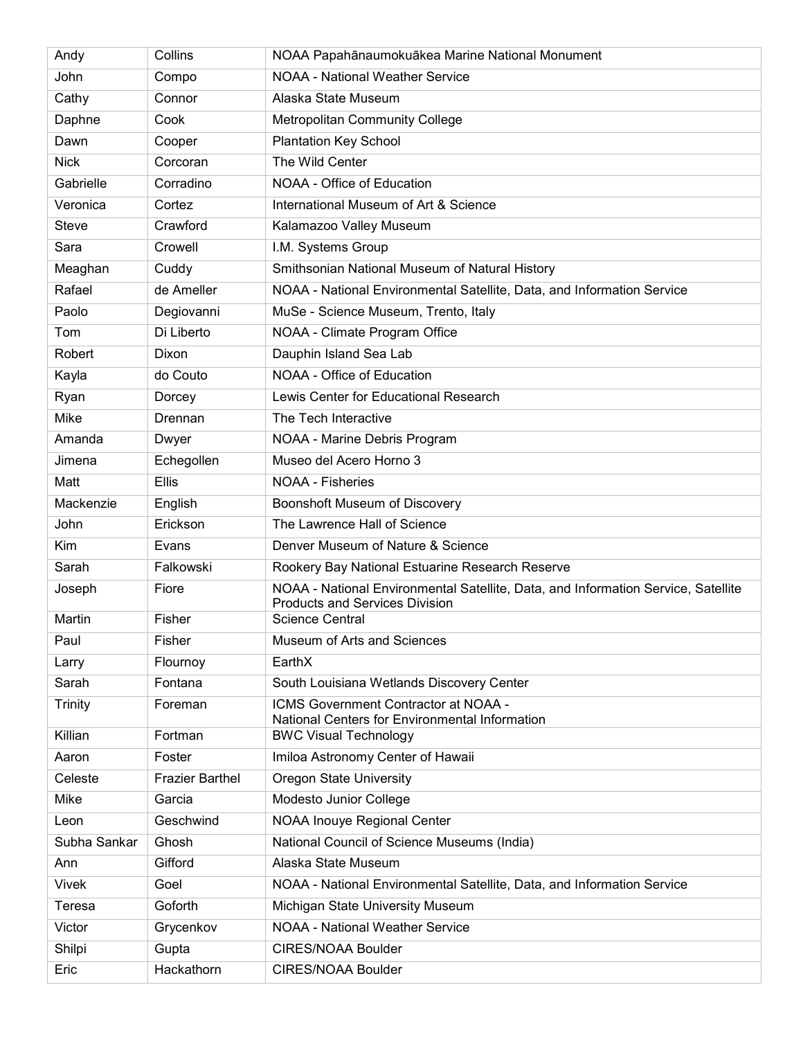| Andy | Collins | NOAA Papahānaumokuākea Marine National Monument |
|---|---|---|
| John | Compo | NOAA - National Weather Service |
| Cathy | Connor | Alaska State Museum |
| Daphne | Cook | Metropolitan Community College |
| Dawn | Cooper | Plantation Key School |
| Nick | Corcoran | The Wild Center |
| Gabrielle | Corradino | NOAA - Office of Education |
| Veronica | Cortez | International Museum of Art & Science |
| Steve | Crawford | Kalamazoo Valley Museum |
| Sara | Crowell | I.M. Systems Group |
| Meaghan | Cuddy | Smithsonian National Museum of Natural History |
| Rafael | de Ameller | NOAA - National Environmental Satellite, Data, and Information Service |
| Paolo | Degiovanni | MuSe - Science Museum, Trento, Italy |
| Tom | Di Liberto | NOAA - Climate Program Office |
| Robert | Dixon | Dauphin Island Sea Lab |
| Kayla | do Couto | NOAA - Office of Education |
| Ryan | Dorcey | Lewis Center for Educational Research |
| Mike | Drennan | The Tech Interactive |
| Amanda | Dwyer | NOAA - Marine Debris Program |
| Jimena | Echegollen | Museo del Acero Horno 3 |
| Matt | Ellis | NOAA - Fisheries |
| Mackenzie | English | Boonshoft Museum of Discovery |
| John | Erickson | The Lawrence Hall of Science |
| Kim | Evans | Denver Museum of Nature & Science |
| Sarah | Falkowski | Rookery Bay National Estuarine Research Reserve |
| Joseph | Fiore | NOAA - National Environmental Satellite, Data, and Information Service, Satellite Products and Services Division |
| Martin | Fisher | Science Central |
| Paul | Fisher | Museum of Arts and Sciences |
| Larry | Flournoy | EarthX |
| Sarah | Fontana | South Louisiana Wetlands Discovery Center |
| Trinity | Foreman | ICMS Government Contractor at NOAA - National Centers for Environmental Information |
| Killian | Fortman | BWC Visual Technology |
| Aaron | Foster | Imiloa Astronomy Center of Hawaii |
| Celeste | Frazier Barthel | Oregon State University |
| Mike | Garcia | Modesto Junior College |
| Leon | Geschwind | NOAA Inouye Regional Center |
| Subha Sankar | Ghosh | National Council of Science Museums (India) |
| Ann | Gifford | Alaska State Museum |
| Vivek | Goel | NOAA - National Environmental Satellite, Data, and Information Service |
| Teresa | Goforth | Michigan State University Museum |
| Victor | Grycenkov | NOAA - National Weather Service |
| Shilpi | Gupta | CIRES/NOAA Boulder |
| Eric | Hackathorn | CIRES/NOAA Boulder |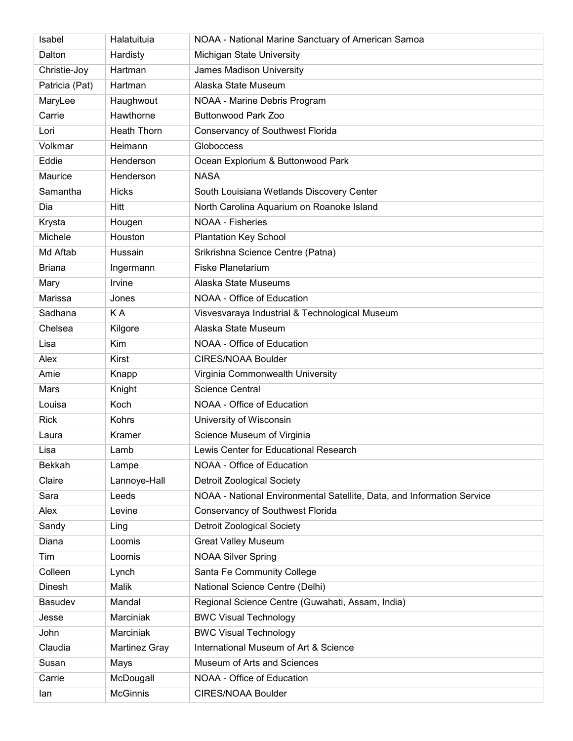| Isabel | Halatuituia | NOAA - National Marine Sanctuary of American Samoa |
|---|---|---|
| Dalton | Hardisty | Michigan State University |
| Christie-Joy | Hartman | James Madison University |
| Patricia (Pat) | Hartman | Alaska State Museum |
| MaryLee | Haughwout | NOAA - Marine Debris Program |
| Carrie | Hawthorne | Buttonwood Park Zoo |
| Lori | Heath Thorn | Conservancy of Southwest Florida |
| Volkmar | Heimann | Globoccess |
| Eddie | Henderson | Ocean Explorium & Buttonwood Park |
| Maurice | Henderson | NASA |
| Samantha | Hicks | South Louisiana Wetlands Discovery Center |
| Dia | Hitt | North Carolina Aquarium on Roanoke Island |
| Krysta | Hougen | NOAA - Fisheries |
| Michele | Houston | Plantation Key School |
| Md Aftab | Hussain | Srikrishna Science Centre (Patna) |
| Briana | Ingermann | Fiske Planetarium |
| Mary | Irvine | Alaska State Museums |
| Marissa | Jones | NOAA - Office of Education |
| Sadhana | K A | Visvesvaraya Industrial & Technological Museum |
| Chelsea | Kilgore | Alaska State Museum |
| Lisa | Kim | NOAA - Office of Education |
| Alex | Kirst | CIRES/NOAA Boulder |
| Amie | Knapp | Virginia Commonwealth University |
| Mars | Knight | Science Central |
| Louisa | Koch | NOAA - Office of Education |
| Rick | Kohrs | University of Wisconsin |
| Laura | Kramer | Science Museum of Virginia |
| Lisa | Lamb | Lewis Center for Educational Research |
| Bekkah | Lampe | NOAA - Office of Education |
| Claire | Lannoye-Hall | Detroit Zoological Society |
| Sara | Leeds | NOAA - National Environmental Satellite, Data, and Information Service |
| Alex | Levine | Conservancy of Southwest Florida |
| Sandy | Ling | Detroit Zoological Society |
| Diana | Loomis | Great Valley Museum |
| Tim | Loomis | NOAA Silver Spring |
| Colleen | Lynch | Santa Fe Community College |
| Dinesh | Malik | National Science Centre (Delhi) |
| Basudev | Mandal | Regional Science Centre (Guwahati, Assam, India) |
| Jesse | Marciniak | BWC Visual Technology |
| John | Marciniak | BWC Visual Technology |
| Claudia | Martinez Gray | International Museum of Art & Science |
| Susan | Mays | Museum of Arts and Sciences |
| Carrie | McDougall | NOAA - Office of Education |
| Ian | McGinnis | CIRES/NOAA Boulder |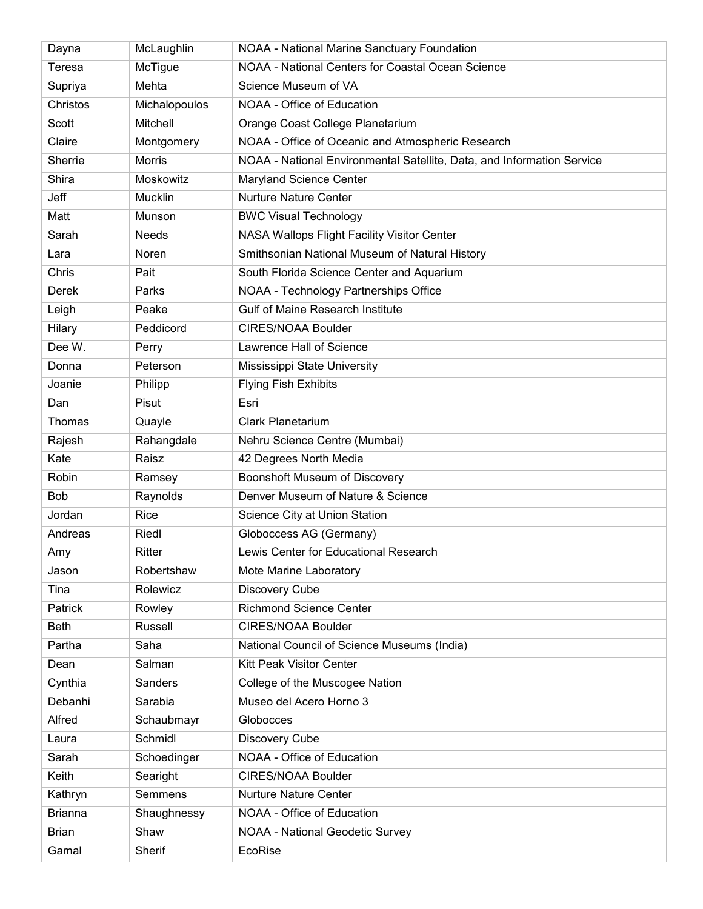| | | |
|---|---|---|
| Dayna | McLaughlin | NOAA - National Marine Sanctuary Foundation |
| Teresa | McTigue | NOAA - National Centers for Coastal Ocean Science |
| Supriya | Mehta | Science Museum of VA |
| Christos | Michalopoulos | NOAA - Office of Education |
| Scott | Mitchell | Orange Coast College Planetarium |
| Claire | Montgomery | NOAA - Office of Oceanic and Atmospheric Research |
| Sherrie | Morris | NOAA - National Environmental Satellite, Data, and Information Service |
| Shira | Moskowitz | Maryland Science Center |
| Jeff | Mucklin | Nurture Nature Center |
| Matt | Munson | BWC Visual Technology |
| Sarah | Needs | NASA Wallops Flight Facility Visitor Center |
| Lara | Noren | Smithsonian National Museum of Natural History |
| Chris | Pait | South Florida Science Center and Aquarium |
| Derek | Parks | NOAA - Technology Partnerships Office |
| Leigh | Peake | Gulf of Maine Research Institute |
| Hilary | Peddicord | CIRES/NOAA Boulder |
| Dee W. | Perry | Lawrence Hall of Science |
| Donna | Peterson | Mississippi State University |
| Joanie | Philipp | Flying Fish Exhibits |
| Dan | Pisut | Esri |
| Thomas | Quayle | Clark Planetarium |
| Rajesh | Rahangdale | Nehru Science Centre (Mumbai) |
| Kate | Raisz | 42 Degrees North Media |
| Robin | Ramsey | Boonshoft Museum of Discovery |
| Bob | Raynolds | Denver Museum of Nature & Science |
| Jordan | Rice | Science City at Union Station |
| Andreas | Riedl | Globoccess AG (Germany) |
| Amy | Ritter | Lewis Center for Educational Research |
| Jason | Robertshaw | Mote Marine Laboratory |
| Tina | Rolewicz | Discovery Cube |
| Patrick | Rowley | Richmond Science Center |
| Beth | Russell | CIRES/NOAA Boulder |
| Partha | Saha | National Council of Science Museums (India) |
| Dean | Salman | Kitt Peak Visitor Center |
| Cynthia | Sanders | College of the Muscogee Nation |
| Debanhi | Sarabia | Museo del Acero Horno 3 |
| Alfred | Schaubmayr | Globocces |
| Laura | Schmidl | Discovery Cube |
| Sarah | Schoedinger | NOAA - Office of Education |
| Keith | Searight | CIRES/NOAA Boulder |
| Kathryn | Semmens | Nurture Nature Center |
| Brianna | Shaughnessy | NOAA - Office of Education |
| Brian | Shaw | NOAA - National Geodetic Survey |
| Gamal | Sherif | EcoRise |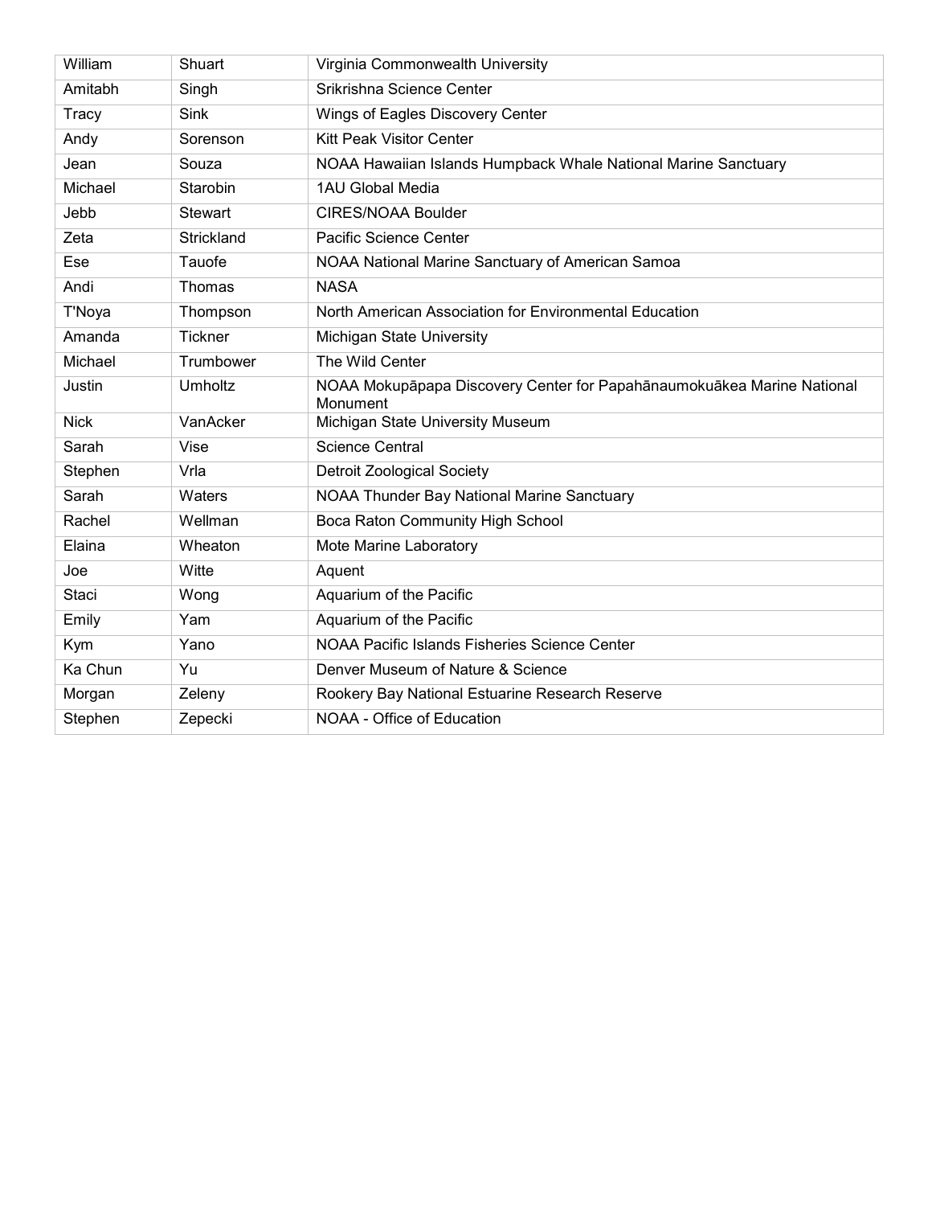| | | |
|---|---|---|
| William | Shuart | Virginia Commonwealth University |
| Amitabh | Singh | Srikrishna Science Center |
| Tracy | Sink | Wings of Eagles Discovery Center |
| Andy | Sorenson | Kitt Peak Visitor Center |
| Jean | Souza | NOAA Hawaiian Islands Humpback Whale National Marine Sanctuary |
| Michael | Starobin | 1AU Global Media |
| Jebb | Stewart | CIRES/NOAA Boulder |
| Zeta | Strickland | Pacific Science Center |
| Ese | Tauofe | NOAA National Marine Sanctuary of American Samoa |
| Andi | Thomas | NASA |
| T'Noya | Thompson | North American Association for Environmental Education |
| Amanda | Tickner | Michigan State University |
| Michael | Trumbower | The Wild Center |
| Justin | Umholtz | NOAA Mokupāpapa Discovery Center for Papahānaumokuākea Marine National Monument |
| Nick | VanAcker | Michigan State University Museum |
| Sarah | Vise | Science Central |
| Stephen | Vrla | Detroit Zoological Society |
| Sarah | Waters | NOAA Thunder Bay National Marine Sanctuary |
| Rachel | Wellman | Boca Raton Community High School |
| Elaina | Wheaton | Mote Marine Laboratory |
| Joe | Witte | Aquent |
| Staci | Wong | Aquarium of the Pacific |
| Emily | Yam | Aquarium of the Pacific |
| Kym | Yano | NOAA Pacific Islands Fisheries Science Center |
| Ka Chun | Yu | Denver Museum of Nature & Science |
| Morgan | Zeleny | Rookery Bay National Estuarine Research Reserve |
| Stephen | Zepecki | NOAA - Office of Education |